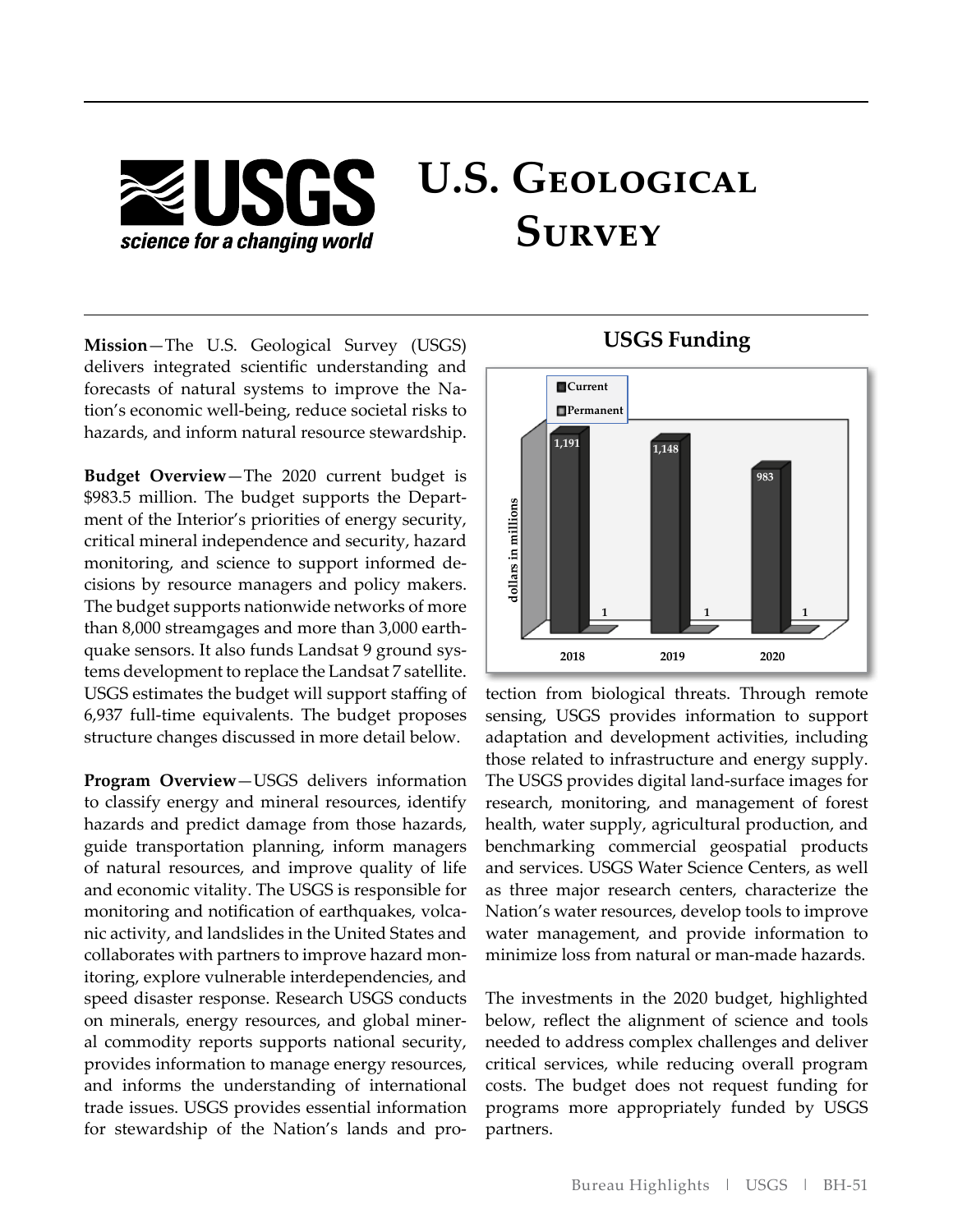# U.S. Geological Survey

**Mission**—The U.S. Geological Survey (USGS) delivers integrated scientific understanding and forecasts of natural systems to improve the Nation's economic well-being, reduce societal risks to hazards, and inform natural resource stewardship.

**Budget Overview**—The 2020 current budget is $983.5 million. The budget supports the Department of the Interior's priorities of energy security, critical mineral independence and security, hazard monitoring, and science to support informed decisions by resource managers and policy makers. The budget supports nationwide networks of more than 8,000 streamgages and more than 3,000 earthquake sensors. It also funds Landsat 9 ground systems development to replace the Landsat 7 satellite. USGS estimates the budget will support staffing of 6,937 full-time equivalents. The budget proposes structure changes discussed in more detail below.

**Program Overview**—USGS delivers information to classify energy and mineral resources, identify hazards and predict damage from those hazards, guide transportation planning, inform managers of natural resources, and improve quality of life and economic vitality. The USGS is responsible for monitoring and notification of earthquakes, volcanic activity, and landslides in the United States and collaborates with partners to improve hazard monitoring, explore vulnerable interdependencies, and speed disaster response. Research USGS conducts on minerals, energy resources, and global mineral commodity reports supports national security, provides information to manage energy resources, and informs the understanding of international trade issues. USGS provides essential information for stewardship of the Nation's lands and protection from biological threats. Through remote sensing, USGS provides information to support adaptation and development activities, including those related to infrastructure and energy supply. The USGS provides digital land-surface images for research, monitoring, and management of forest health, water supply, agricultural production, and benchmarking commercial geospatial products and services. USGS Water Science Centers, as well as three major research centers, characterize the Nation's water resources, develop tools to improve water management, and provide information to minimize loss from natural or man-made hazards.

The investments in the 2020 budget, highlighted below, reflect the alignment of science and tools needed to address complex challenges and deliver critical services, while reducing overall program costs. The budget does not request funding for programs more appropriately funded by USGS partners.

**USGS Funding**

(dollars in millions)

| | 2018 | 2019 | 2020 |
|---|---|---|---|
| Current | 1,191 | 1,148 | 983 |
| Permanent | 1 | 1 | 1 |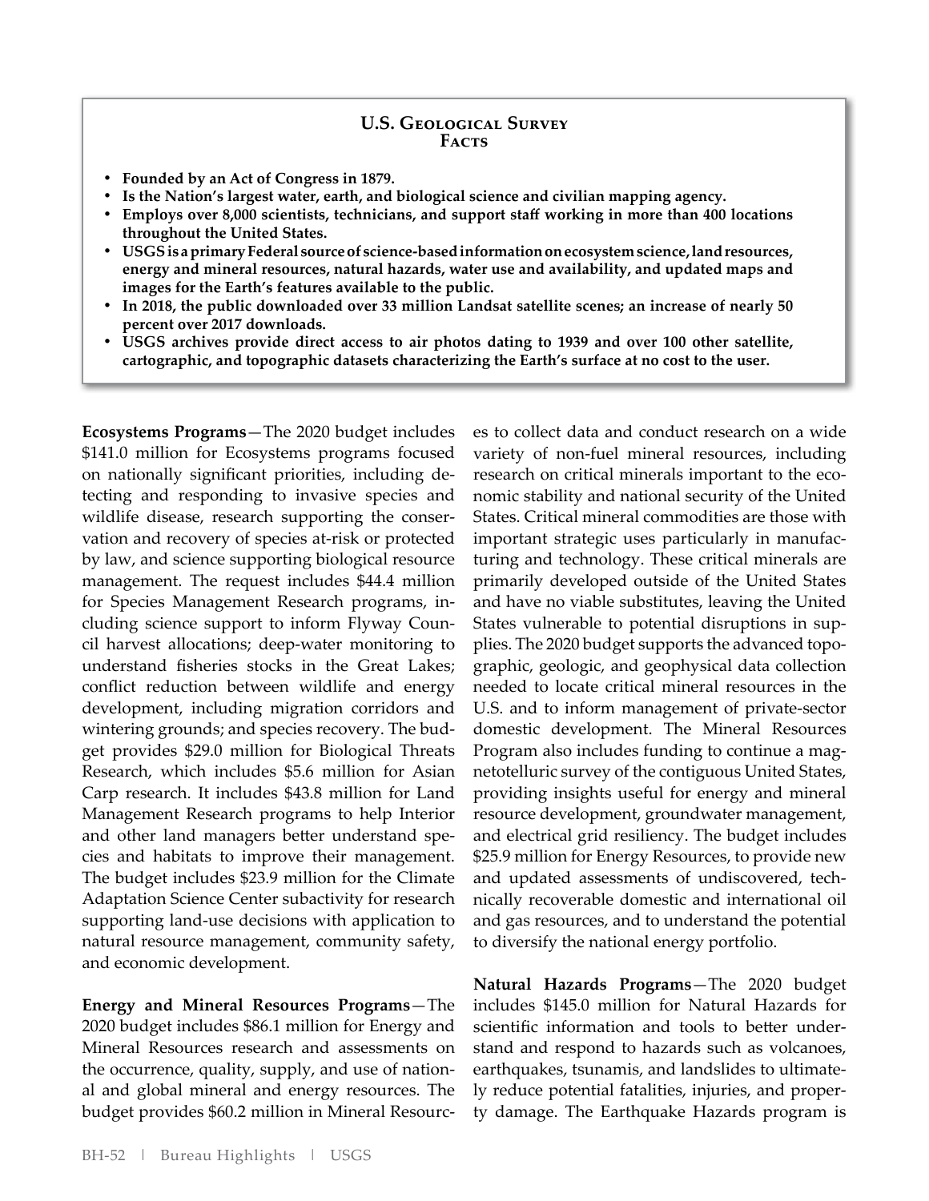## U.S. Geological Survey Facts

- **Founded by an Act of Congress in 1879.**
- **Is the Nation's largest water, earth, and biological science and civilian mapping agency.**
- **Employs over 8,000 scientists, technicians, and support staff working in more than 400 locations throughout the United States.**
- **USGS is a primary Federal source of science-based information on ecosystem science, land resources, energy and mineral resources, natural hazards, water use and availability, and updated maps and images for the Earth's features available to the public.**
- **In 2018, the public downloaded over 33 million Landsat satellite scenes; an increase of nearly 50 percent over 2017 downloads.**
- **USGS archives provide direct access to air photos dating to 1939 and over 100 other satellite, cartographic, and topographic datasets characterizing the Earth's surface at no cost to the user.**

**Ecosystems Programs**—The 2020 budget includes $141.0 million for Ecosystems programs focused on nationally significant priorities, including detecting and responding to invasive species and wildlife disease, research supporting the conservation and recovery of species at-risk or protected by law, and science supporting biological resource management. The request includes $44.4 million for Species Management Research programs, including science support to inform Flyway Council harvest allocations; deep-water monitoring to understand fisheries stocks in the Great Lakes; conflict reduction between wildlife and energy development, including migration corridors and wintering grounds; and species recovery. The budget provides $29.0 million for Biological Threats Research, which includes $5.6 million for Asian Carp research. It includes $43.8 million for Land Management Research programs to help Interior and other land managers better understand species and habitats to improve their management. The budget includes $23.9 million for the Climate Adaptation Science Center subactivity for research supporting land-use decisions with application to natural resource management, community safety, and economic development.

**Energy and Mineral Resources Programs**—The 2020 budget includes $86.1 million for Energy and Mineral Resources research and assessments on the occurrence, quality, supply, and use of national and global mineral and energy resources. The budget provides $60.2 million in Mineral Resources to collect data and conduct research on a wide variety of non-fuel mineral resources, including research on critical minerals important to the economic stability and national security of the United States. Critical mineral commodities are those with important strategic uses particularly in manufacturing and technology. These critical minerals are primarily developed outside of the United States and have no viable substitutes, leaving the United States vulnerable to potential disruptions in supplies. The 2020 budget supports the advanced topographic, geologic, and geophysical data collection needed to locate critical mineral resources in the U.S. and to inform management of private-sector domestic development. The Mineral Resources Program also includes funding to continue a magnetotelluric survey of the contiguous United States, providing insights useful for energy and mineral resource development, groundwater management, and electrical grid resiliency. The budget includes $25.9 million for Energy Resources, to provide new and updated assessments of undiscovered, technically recoverable domestic and international oil and gas resources, and to understand the potential to diversify the national energy portfolio.

**Natural Hazards Programs**—The 2020 budget includes $145.0 million for Natural Hazards for scientific information and tools to better understand and respond to hazards such as volcanoes, earthquakes, tsunamis, and landslides to ultimately reduce potential fatalities, injuries, and property damage. The Earthquake Hazards program is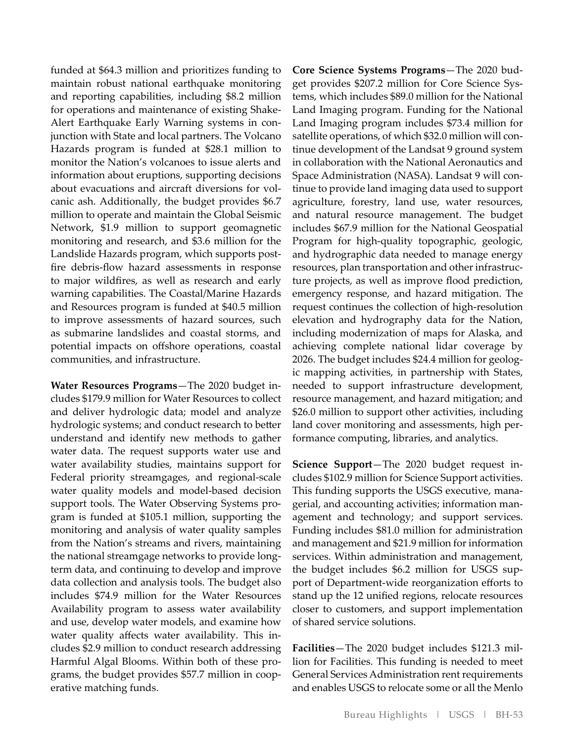funded at $64.3 million and prioritizes funding to maintain robust national earthquake monitoring and reporting capabilities, including $8.2 million for operations and maintenance of existing ShakeAlert Earthquake Early Warning systems in conjunction with State and local partners. The Volcano Hazards program is funded at $28.1 million to monitor the Nation's volcanoes to issue alerts and information about eruptions, supporting decisions about evacuations and aircraft diversions for volcanic ash. Additionally, the budget provides $6.7 million to operate and maintain the Global Seismic Network, $1.9 million to support geomagnetic monitoring and research, and $3.6 million for the Landslide Hazards program, which supports post-fire debris-flow hazard assessments in response to major wildfires, as well as research and early warning capabilities. The Coastal/Marine Hazards and Resources program is funded at $40.5 million to improve assessments of hazard sources, such as submarine landslides and coastal storms, and potential impacts on offshore operations, coastal communities, and infrastructure.

**Water Resources Programs**—The 2020 budget includes $179.9 million for Water Resources to collect and deliver hydrologic data; model and analyze hydrologic systems; and conduct research to better understand and identify new methods to gather water data. The request supports water use and water availability studies, maintains support for Federal priority streamgages, and regional-scale water quality models and model-based decision support tools. The Water Observing Systems program is funded at $105.1 million, supporting the monitoring and analysis of water quality samples from the Nation's streams and rivers, maintaining the national streamgage networks to provide long-term data, and continuing to develop and improve data collection and analysis tools. The budget also includes $74.9 million for the Water Resources Availability program to assess water availability and use, develop water models, and examine how water quality affects water availability. This includes $2.9 million to conduct research addressing Harmful Algal Blooms. Within both of these programs, the budget provides $57.7 million in cooperative matching funds.

**Core Science Systems Programs**—The 2020 budget provides $207.2 million for Core Science Systems, which includes $89.0 million for the National Land Imaging program. Funding for the National Land Imaging program includes $73.4 million for satellite operations, of which $32.0 million will continue development of the Landsat 9 ground system in collaboration with the National Aeronautics and Space Administration (NASA). Landsat 9 will continue to provide land imaging data used to support agriculture, forestry, land use, water resources, and natural resource management. The budget includes $67.9 million for the National Geospatial Program for high-quality topographic, geologic, and hydrographic data needed to manage energy resources, plan transportation and other infrastructure projects, as well as improve flood prediction, emergency response, and hazard mitigation. The request continues the collection of high-resolution elevation and hydrography data for the Nation, including modernization of maps for Alaska, and achieving complete national lidar coverage by 2026. The budget includes $24.4 million for geologic mapping activities, in partnership with States, needed to support infrastructure development, resource management, and hazard mitigation; and $26.0 million to support other activities, including land cover monitoring and assessments, high performance computing, libraries, and analytics.

**Science Support**—The 2020 budget request includes $102.9 million for Science Support activities. This funding supports the USGS executive, managerial, and accounting activities; information management and technology; and support services. Funding includes $81.0 million for administration and management and $21.9 million for information services. Within administration and management, the budget includes $6.2 million for USGS support of Department-wide reorganization efforts to stand up the 12 unified regions, relocate resources closer to customers, and support implementation of shared service solutions.

**Facilities**—The 2020 budget includes $121.3 million for Facilities. This funding is needed to meet General Services Administration rent requirements and enables USGS to relocate some or all the Menlo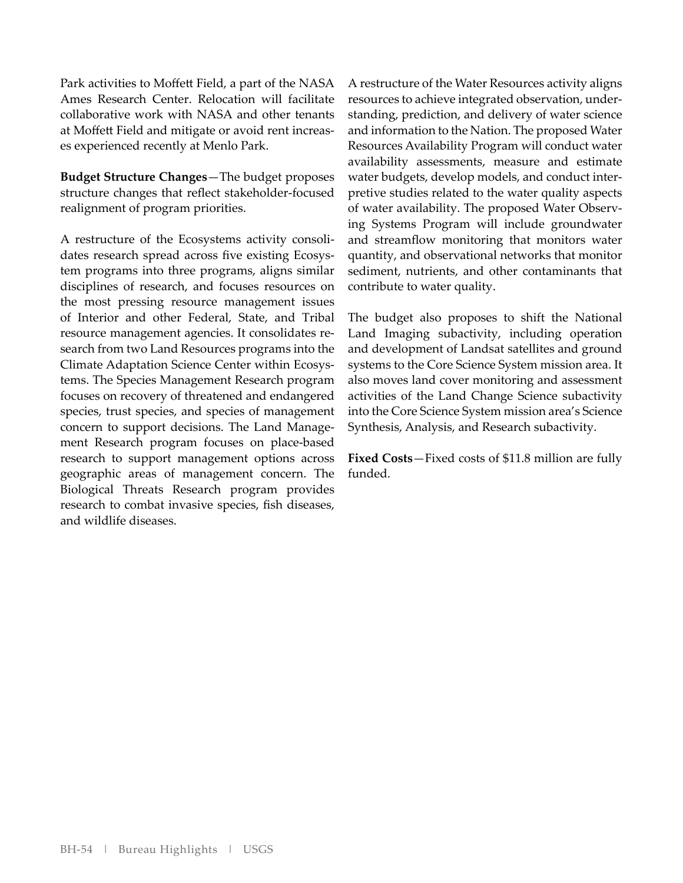Park activities to Moffett Field, a part of the NASA Ames Research Center. Relocation will facilitate collaborative work with NASA and other tenants at Moffett Field and mitigate or avoid rent increases experienced recently at Menlo Park.

**Budget Structure Changes**—The budget proposes structure changes that reflect stakeholder-focused realignment of program priorities.

A restructure of the Ecosystems activity consolidates research spread across five existing Ecosystem programs into three programs, aligns similar disciplines of research, and focuses resources on the most pressing resource management issues of Interior and other Federal, State, and Tribal resource management agencies. It consolidates research from two Land Resources programs into the Climate Adaptation Science Center within Ecosystems. The Species Management Research program focuses on recovery of threatened and endangered species, trust species, and species of management concern to support decisions. The Land Management Research program focuses on place-based research to support management options across geographic areas of management concern. The Biological Threats Research program provides research to combat invasive species, fish diseases, and wildlife diseases.

A restructure of the Water Resources activity aligns resources to achieve integrated observation, understanding, prediction, and delivery of water science and information to the Nation. The proposed Water Resources Availability Program will conduct water availability assessments, measure and estimate water budgets, develop models, and conduct interpretive studies related to the water quality aspects of water availability. The proposed Water Observing Systems Program will include groundwater and streamflow monitoring that monitors water quantity, and observational networks that monitor sediment, nutrients, and other contaminants that contribute to water quality.

The budget also proposes to shift the National Land Imaging subactivity, including operation and development of Landsat satellites and ground systems to the Core Science System mission area. It also moves land cover monitoring and assessment activities of the Land Change Science subactivity into the Core Science System mission area's Science Synthesis, Analysis, and Research subactivity.

**Fixed Costs**—Fixed costs of $11.8 million are fully funded.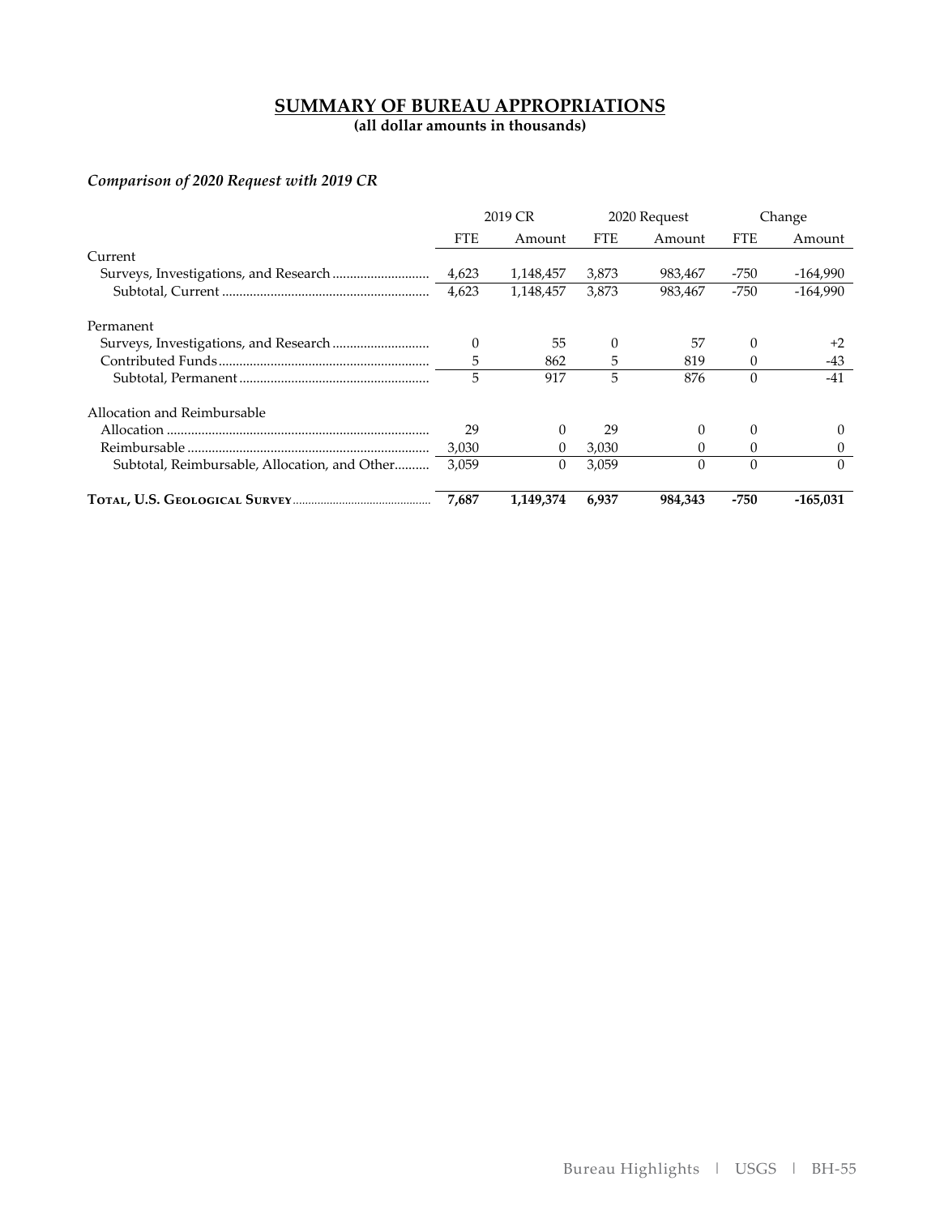## SUMMARY OF BUREAU APPROPRIATIONS

**(all dollar amounts in thousands)**

*Comparison of 2020 Request with 2019 CR*

| | 2019 CR | | 2020 Request | | Change | |
|---|---|---|---|---|---|---|
| | FTE | Amount | FTE | Amount | FTE | Amount |
| Current | | | | | | |
| Surveys, Investigations, and Research | 4,623 | 1,148,457 | 3,873 | 983,467 | -750 | -164,990 |
| Subtotal, Current | 4,623 | 1,148,457 | 3,873 | 983,467 | -750 | -164,990 |
| Permanent | | | | | | |
| Surveys, Investigations, and Research | 0 | 55 | 0 | 57 | 0 | +2 |
| Contributed Funds | 5 | 862 | 5 | 819 | 0 | -43 |
| Subtotal, Permanent | 5 | 917 | 5 | 876 | 0 | -41 |
| Allocation and Reimbursable | | | | | | |
| Allocation | 29 | 0 | 29 | 0 | 0 | 0 |
| Reimbursable | 3,030 | 0 | 3,030 | 0 | 0 | 0 |
| Subtotal, Reimbursable, Allocation, and Other | 3,059 | 0 | 3,059 | 0 | 0 | 0 |
| **Total, U.S. Geological Survey** | **7,687** | **1,149,374** | **6,937** | **984,343** | **-750** | **-165,031** |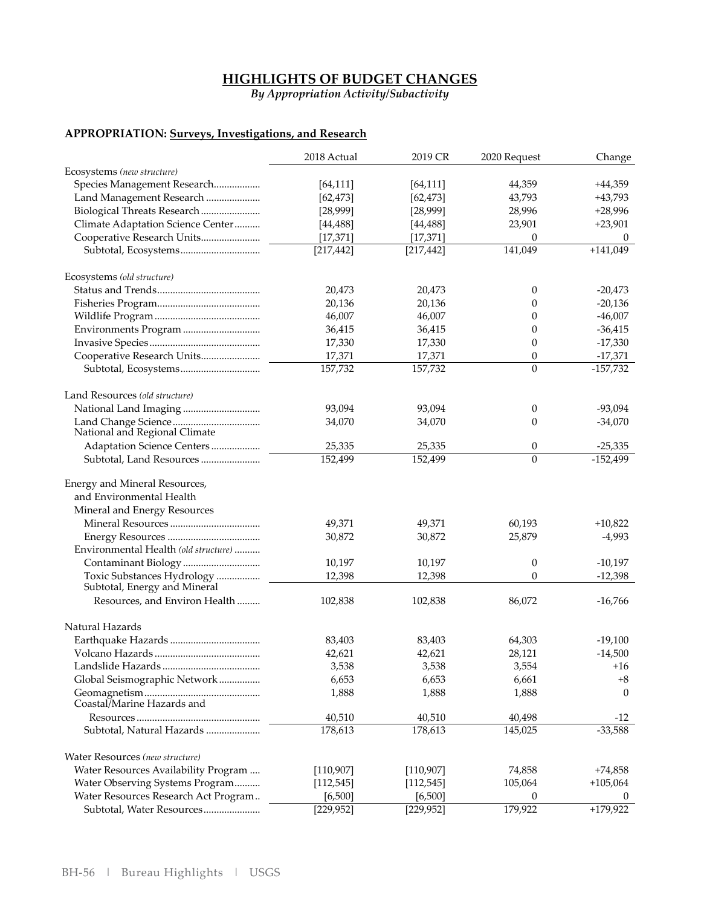# HIGHLIGHTS OF BUDGET CHANGES

*By Appropriation Activity/Subactivity*

**APPROPRIATION: Surveys, Investigations, and Research**

| | 2018 Actual | 2019 CR | 2020 Request | Change |
|---|---|---|---|---|
| Ecosystems *(new structure)* | | | | |
| Species Management Research | [64,111] | [64,111] | 44,359 | +44,359 |
| Land Management Research | [62,473] | [62,473] | 43,793 | +43,793 |
| Biological Threats Research | [28,999] | [28,999] | 28,996 | +28,996 |
| Climate Adaptation Science Center | [44,488] | [44,488] | 23,901 | +23,901 |
| Cooperative Research Units | [17,371] | [17,371] | 0 | 0 |
| Subtotal, Ecosystems | [217,442] | [217,442] | 141,049 | +141,049 |
| | | | | |
| Ecosystems *(old structure)* | | | | |
| Status and Trends | 20,473 | 20,473 | 0 | -20,473 |
| Fisheries Program | 20,136 | 20,136 | 0 | -20,136 |
| Wildlife Program | 46,007 | 46,007 | 0 | -46,007 |
| Environments Program | 36,415 | 36,415 | 0 | -36,415 |
| Invasive Species | 17,330 | 17,330 | 0 | -17,330 |
| Cooperative Research Units | 17,371 | 17,371 | 0 | -17,371 |
| Subtotal, Ecosystems | 157,732 | 157,732 | 0 | -157,732 |
| | | | | |
| Land Resources *(old structure)* | | | | |
| National Land Imaging | 93,094 | 93,094 | 0 | -93,094 |
| Land Change Science | 34,070 | 34,070 | 0 | -34,070 |
| National and Regional Climate Adaptation Science Centers | 25,335 | 25,335 | 0 | -25,335 |
| Subtotal, Land Resources | 152,499 | 152,499 | 0 | -152,499 |
| | | | | |
| Energy and Mineral Resources, and Environmental Health | | | | |
| Mineral and Energy Resources | | | | |
| Mineral Resources | 49,371 | 49,371 | 60,193 | +10,822 |
| Energy Resources | 30,872 | 30,872 | 25,879 | -4,993 |
| Environmental Health *(old structure)* | | | | |
| Contaminant Biology | 10,197 | 10,197 | 0 | -10,197 |
| Toxic Substances Hydrology | 12,398 | 12,398 | 0 | -12,398 |
| Subtotal, Energy and Mineral Resources, and Environ Health | 102,838 | 102,838 | 86,072 | -16,766 |
| | | | | |
| Natural Hazards | | | | |
| Earthquake Hazards | 83,403 | 83,403 | 64,303 | -19,100 |
| Volcano Hazards | 42,621 | 42,621 | 28,121 | -14,500 |
| Landslide Hazards | 3,538 | 3,538 | 3,554 | +16 |
| Global Seismographic Network | 6,653 | 6,653 | 6,661 | +8 |
| Geomagnetism | 1,888 | 1,888 | 1,888 | 0 |
| Coastal/Marine Hazards and Resources | 40,510 | 40,510 | 40,498 | -12 |
| Subtotal, Natural Hazards | 178,613 | 178,613 | 145,025 | -33,588 |
| | | | | |
| Water Resources *(new structure)* | | | | |
| Water Resources Availability Program | [110,907] | [110,907] | 74,858 | +74,858 |
| Water Observing Systems Program | [112,545] | [112,545] | 105,064 | +105,064 |
| Water Resources Research Act Program | [6,500] | [6,500] | 0 | 0 |
| Subtotal, Water Resources | [229,952] | [229,952] | 179,922 | +179,922 |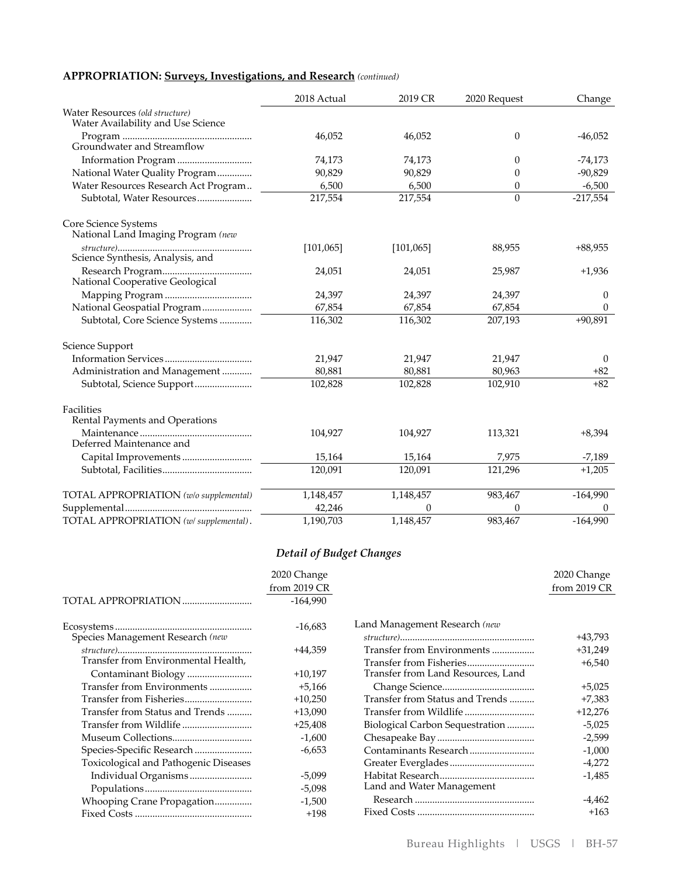**APPROPRIATION: Surveys, Investigations, and Research** *(continued)*

| | 2018 Actual | 2019 CR | 2020 Request | Change |
|---|---|---|---|---|
| Water Resources *(old structure)* | | | | |
| Water Availability and Use Science Program | 46,052 | 46,052 | 0 | -46,052 |
| Groundwater and Streamflow Information Program | 74,173 | 74,173 | 0 | -74,173 |
| National Water Quality Program | 90,829 | 90,829 | 0 | -90,829 |
| Water Resources Research Act Program | 6,500 | 6,500 | 0 | -6,500 |
| Subtotal, Water Resources | 217,554 | 217,554 | 0 | -217,554 |
| | | | | |
| Core Science Systems | | | | |
| National Land Imaging Program *(new structure)* | [101,065] | [101,065] | 88,955 | +88,955 |
| Science Synthesis, Analysis, and Research Program | 24,051 | 24,051 | 25,987 | +1,936 |
| National Cooperative Geological Mapping Program | 24,397 | 24,397 | 24,397 | 0 |
| National Geospatial Program | 67,854 | 67,854 | 67,854 | 0 |
| Subtotal, Core Science Systems | 116,302 | 116,302 | 207,193 | +90,891 |
| | | | | |
| Science Support | | | | |
| Information Services | 21,947 | 21,947 | 21,947 | 0 |
| Administration and Management | 80,881 | 80,881 | 80,963 | +82 |
| Subtotal, Science Support | 102,828 | 102,828 | 102,910 | +82 |
| | | | | |
| Facilities | | | | |
| Rental Payments and Operations Maintenance | 104,927 | 104,927 | 113,321 | +8,394 |
| Deferred Maintenance and Capital Improvements | 15,164 | 15,164 | 7,975 | -7,189 |
| Subtotal, Facilities | 120,091 | 120,091 | 121,296 | +1,205 |
| | | | | |
| TOTAL APPROPRIATION *(w/o supplemental)* | 1,148,457 | 1,148,457 | 983,467 | -164,990 |
| Supplemental | 42,246 | 0 | 0 | 0 |
| TOTAL APPROPRIATION *(w/ supplemental)* | 1,190,703 | 1,148,457 | 983,467 | -164,990 |

### *Detail of Budget Changes*

| | 2020 Change from 2019 CR |
|---|---|
| TOTAL APPROPRIATION | -164,990 |
| | |
| Ecosystems | -16,683 |
| Species Management Research *(new structure)* | +44,359 |
| Transfer from Environmental Health, Contaminant Biology | +10,197 |
| Transfer from Environments | +5,166 |
| Transfer from Fisheries | +10,250 |
| Transfer from Status and Trends | +13,090 |
| Transfer from Wildlife | +25,408 |
| Museum Collections | -1,600 |
| Species-Specific Research | -6,653 |
| Toxicological and Pathogenic Diseases | |
| Individual Organisms | -5,099 |
| Populations | -5,098 |
| Whooping Crane Propagation | -1,500 |
| Fixed Costs | +198 |
| Land Management Research *(new structure)* | +43,793 |
| Transfer from Environments | +31,249 |
| Transfer from Fisheries | +6,540 |
| Transfer from Land Resources, Land Change Science | +5,025 |
| Transfer from Status and Trends | +7,383 |
| Transfer from Wildlife | +12,276 |
| Biological Carbon Sequestration | -5,025 |
| Chesapeake Bay | -2,599 |
| Contaminants Research | -1,000 |
| Greater Everglades | -4,272 |
| Habitat Research | -1,485 |
| Land and Water Management Research | -4,462 |
| Fixed Costs | +163 |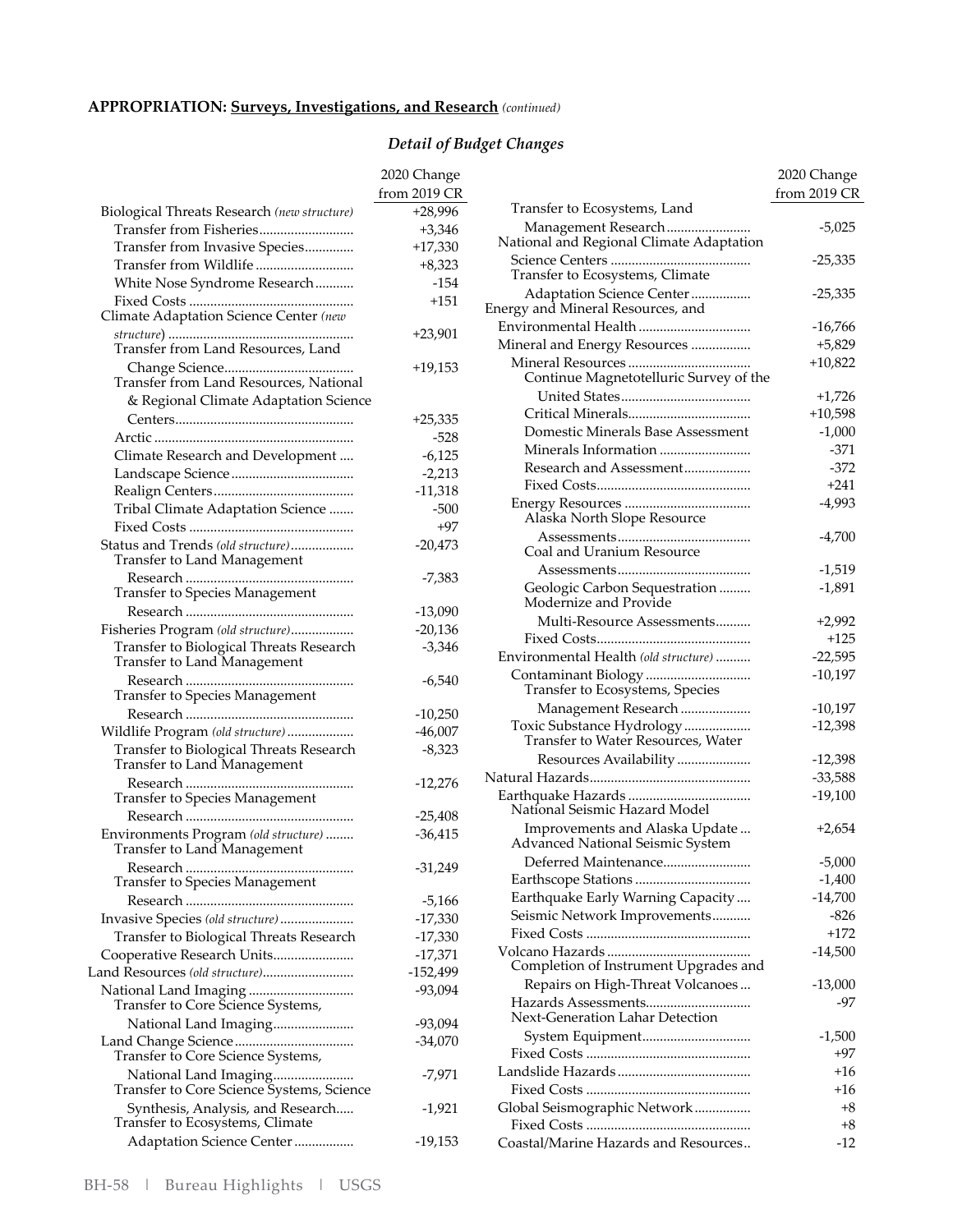**APPROPRIATION: Surveys, Investigations, and Research** *(continued)*

### *Detail of Budget Changes*

| | 2020 Change from 2019 CR |
|---|---|
| Biological Threats Research *(new structure)* | +28,996 |
| Transfer from Fisheries | +3,346 |
| Transfer from Invasive Species | +17,330 |
| Transfer from Wildlife | +8,323 |
| White Nose Syndrome Research | -154 |
| Fixed Costs | +151 |
| Climate Adaptation Science Center *(new structure)* | +23,901 |
| Transfer from Land Resources, Land Change Science | +19,153 |
| Transfer from Land Resources, National & Regional Climate Adaptation Science Centers | +25,335 |
| Arctic | -528 |
| Climate Research and Development | -6,125 |
| Landscape Science | -2,213 |
| Realign Centers | -11,318 |
| Tribal Climate Adaptation Science | -500 |
| Fixed Costs | +97 |
| Status and Trends *(old structure)* | -20,473 |
| Transfer to Land Management Research | -7,383 |
| Transfer to Species Management Research | -13,090 |
| Fisheries Program *(old structure)* | -20,136 |
| Transfer to Biological Threats Research | -3,346 |
| Transfer to Land Management Research | -6,540 |
| Transfer to Species Management Research | -10,250 |
| Wildlife Program *(old structure)* | -46,007 |
| Transfer to Biological Threats Research | -8,323 |
| Transfer to Land Management Research | -12,276 |
| Transfer to Species Management Research | -25,408 |
| Environments Program *(old structure)* | -36,415 |
| Transfer to Land Management Research | -31,249 |
| Transfer to Species Management Research | -5,166 |
| Invasive Species *(old structure)* | -17,330 |
| Transfer to Biological Threats Research | -17,330 |
| Cooperative Research Units | -17,371 |
| Land Resources *(old structure)* | -152,499 |
| National Land Imaging | -93,094 |
| Transfer to Core Science Systems, National Land Imaging | -93,094 |
| Land Change Science | -34,070 |
| Transfer to Core Science Systems, National Land Imaging | -7,971 |
| Transfer to Core Science Systems, Science Synthesis, Analysis, and Research | -1,921 |
| Transfer to Ecosystems, Climate Adaptation Science Center | -19,153 |
| Transfer to Ecosystems, Land Management Research | -5,025 |
| National and Regional Climate Adaptation Science Centers | -25,335 |
| Transfer to Ecosystems, Climate Adaptation Science Center | -25,335 |
| Energy and Mineral Resources, and Environmental Health | -16,766 |
| Mineral and Energy Resources | +5,829 |
| Mineral Resources | +10,822 |
| Continue Magnetotelluric Survey of the United States | +1,726 |
| Critical Minerals | +10,598 |
| Domestic Minerals Base Assessment | -1,000 |
| Minerals Information | -371 |
| Research and Assessment | -372 |
| Fixed Costs | +241 |
| Energy Resources | -4,993 |
| Alaska North Slope Resource Assessments | -4,700 |
| Coal and Uranium Resource Assessments | -1,519 |
| Geologic Carbon Sequestration | -1,891 |
| Modernize and Provide Multi-Resource Assessments | +2,992 |
| Fixed Costs | +125 |
| Environmental Health *(old structure)* | -22,595 |
| Contaminant Biology | -10,197 |
| Transfer to Ecosystems, Species Management Research | -10,197 |
| Toxic Substance Hydrology | -12,398 |
| Transfer to Water Resources, Water Resources Availability | -12,398 |
| Natural Hazards | -33,588 |
| Earthquake Hazards | -19,100 |
| National Seismic Hazard Model Improvements and Alaska Update | +2,654 |
| Advanced National Seismic System Deferred Maintenance | -5,000 |
| Earthscope Stations | -1,400 |
| Earthquake Early Warning Capacity | -14,700 |
| Seismic Network Improvements | -826 |
| Fixed Costs | +172 |
| Volcano Hazards | -14,500 |
| Completion of Instrument Upgrades and Repairs on High-Threat Volcanoes | -13,000 |
| Hazards Assessments | -97 |
| Next-Generation Lahar Detection System Equipment | -1,500 |
| Fixed Costs | +97 |
| Landslide Hazards | +16 |
| Fixed Costs | +16 |
| Global Seismographic Network | +8 |
| Fixed Costs | +8 |
| Coastal/Marine Hazards and Resources | -12 |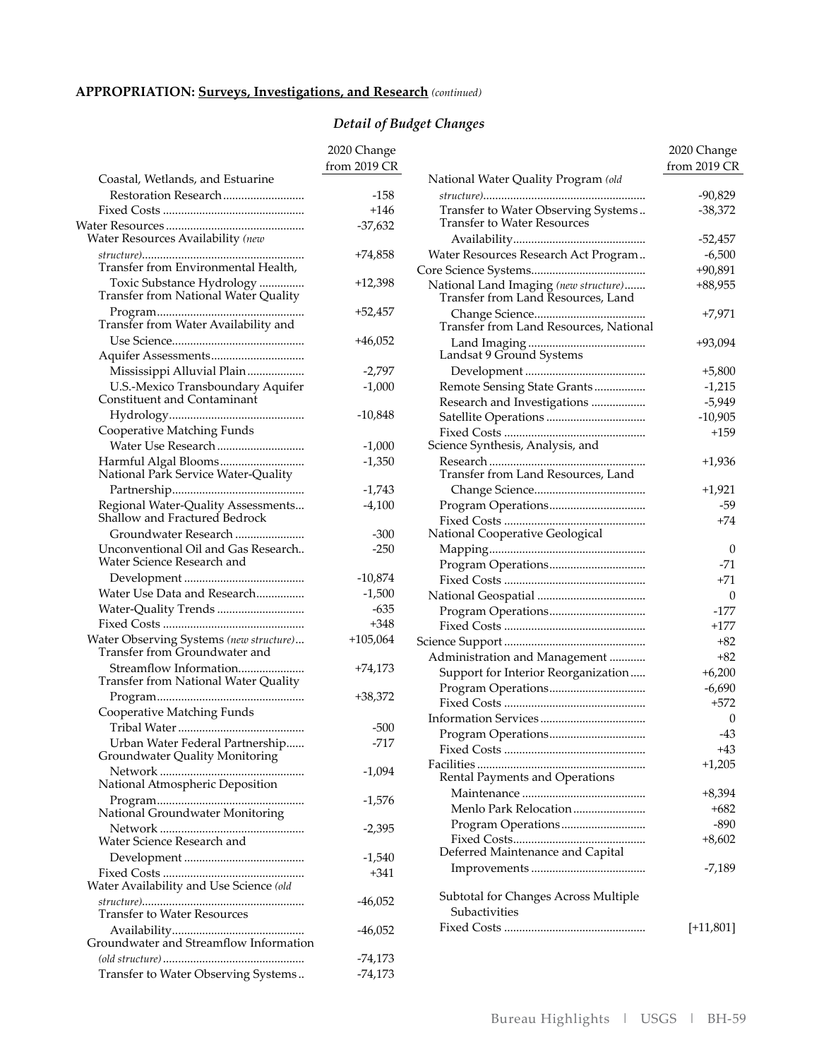**APPROPRIATION: Surveys, Investigations, and Research** *(continued)*

### *Detail of Budget Changes*

| | 2020 Change from 2019 CR |
|---|---|
| Coastal, Wetlands, and Estuarine Restoration Research | -158 |
| Fixed Costs | +146 |
| Water Resources | -37,632 |
| Water Resources Availability *(new structure)* | +74,858 |
| Transfer from Environmental Health, Toxic Substance Hydrology | +12,398 |
| Transfer from National Water Quality Program | +52,457 |
| Transfer from Water Availability and Use Science | +46,052 |
| Aquifer Assessments | |
| Mississippi Alluvial Plain | -2,797 |
| U.S.-Mexico Transboundary Aquifer | -1,000 |
| Constituent and Contaminant Hydrology | -10,848 |
| Cooperative Matching Funds | |
| Water Use Research | -1,000 |
| Harmful Algal Blooms | -1,350 |
| National Park Service Water-Quality Partnership | -1,743 |
| Regional Water-Quality Assessments | -4,100 |
| Shallow and Fractured Bedrock Groundwater Research | -300 |
| Unconventional Oil and Gas Research | -250 |
| Water Science Research and Development | -10,874 |
| Water Use Data and Research | -1,500 |
| Water-Quality Trends | -635 |
| Fixed Costs | +348 |
| Water Observing Systems *(new structure)* | +105,064 |
| Transfer from Groundwater and Streamflow Information | +74,173 |
| Transfer from National Water Quality Program | +38,372 |
| Cooperative Matching Funds | |
| Tribal Water | -500 |
| Urban Water Federal Partnership | -717 |
| Groundwater Quality Monitoring Network | -1,094 |
| National Atmospheric Deposition Program | -1,576 |
| National Groundwater Monitoring Network | -2,395 |
| Water Science Research and Development | -1,540 |
| Fixed Costs | +341 |
| Water Availability and Use Science *(old structure)* | -46,052 |
| Transfer to Water Resources Availability | -46,052 |
| Groundwater and Streamflow Information *(old structure)* | -74,173 |
| Transfer to Water Observing Systems | -74,173 |
| National Water Quality Program *(old structure)* | -90,829 |
| Transfer to Water Observing Systems | -38,372 |
| Transfer to Water Resources Availability | -52,457 |
| Water Resources Research Act Program | -6,500 |
| Core Science Systems | +90,891 |
| National Land Imaging *(new structure)* | +88,955 |
| Transfer from Land Resources, Land Change Science | +7,971 |
| Transfer from Land Resources, National Land Imaging | +93,094 |
| Landsat 9 Ground Systems Development | +5,800 |
| Remote Sensing State Grants | -1,215 |
| Research and Investigations | -5,949 |
| Satellite Operations | -10,905 |
| Fixed Costs | +159 |
| Science Synthesis, Analysis, and Research | +1,936 |
| Transfer from Land Resources, Land Change Science | +1,921 |
| Program Operations | -59 |
| Fixed Costs | +74 |
| National Cooperative Geological Mapping | 0 |
| Program Operations | -71 |
| Fixed Costs | +71 |
| National Geospatial | 0 |
| Program Operations | -177 |
| Fixed Costs | +177 |
| Science Support | +82 |
| Administration and Management | +82 |
| Support for Interior Reorganization | +6,200 |
| Program Operations | -6,690 |
| Fixed Costs | +572 |
| Information Services | 0 |
| Program Operations | -43 |
| Fixed Costs | +43 |
| Facilities | +1,205 |
| Rental Payments and Operations Maintenance | +8,394 |
| Menlo Park Relocation | +682 |
| Program Operations | -890 |
| Fixed Costs | +8,602 |
| Deferred Maintenance and Capital Improvements | -7,189 |
| Subtotal for Changes Across Multiple Subactivities | |
| Fixed Costs | [+11,801] |